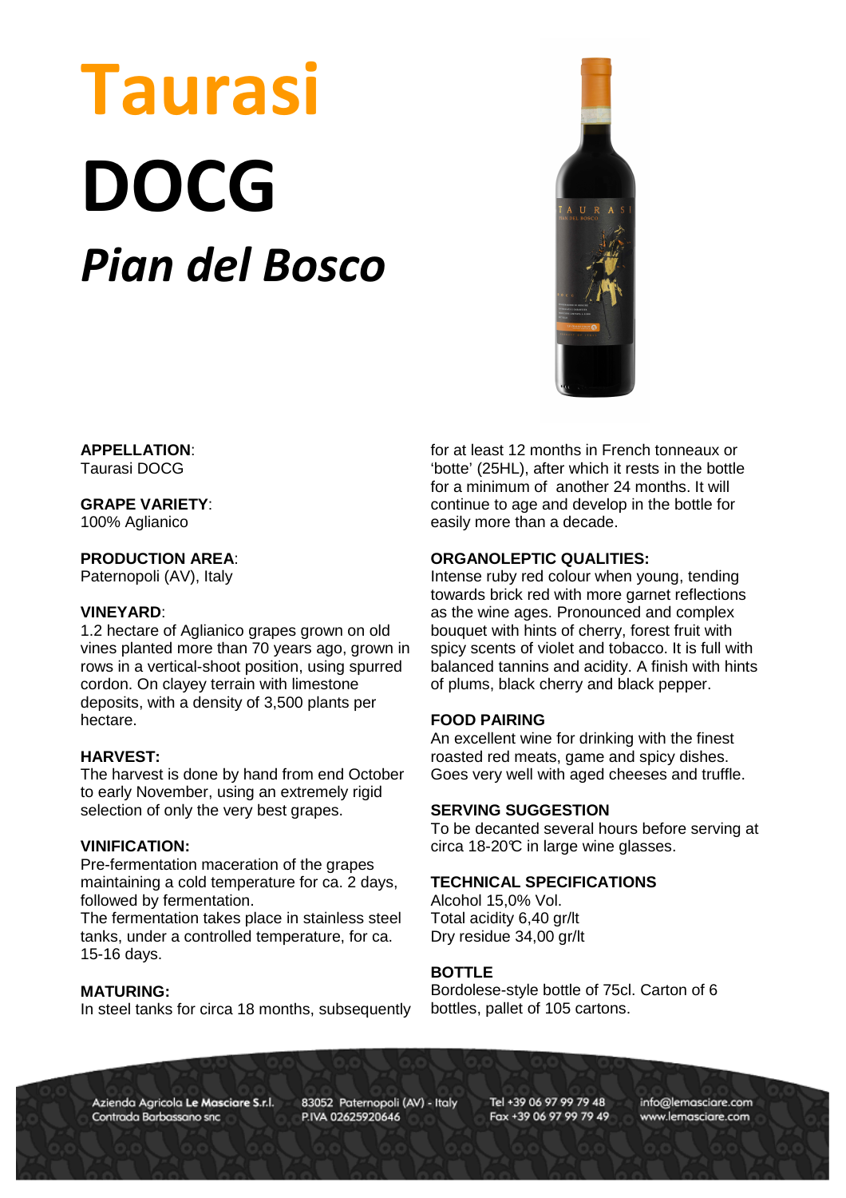# Taurasi
# DOCG
## *Pian del Bosco*

**APPELLATION**:
Taurasi DOCG

**GRAPE VARIETY**:
100% Aglianico

**PRODUCTION AREA**:
Paternopoli (AV), Italy

**VINEYARD**:
1.2 hectare of Aglianico grapes grown on old vines planted more than 70 years ago, grown in rows in a vertical-shoot position, using spurred cordon. On clayey terrain with limestone deposits, with a density of 3,500 plants per hectare.

**HARVEST:**
The harvest is done by hand from end October to early November, using an extremely rigid selection of only the very best grapes.

**VINIFICATION:**
Pre-fermentation maceration of the grapes maintaining a cold temperature for ca. 2 days, followed by fermentation.
The fermentation takes place in stainless steel tanks, under a controlled temperature, for ca. 15-16 days.

**MATURING:**
In steel tanks for circa 18 months, subsequently for at least 12 months in French tonneaux or 'botte' (25HL), after which it rests in the bottle for a minimum of another 24 months. It will continue to age and develop in the bottle for easily more than a decade.

**ORGANOLEPTIC QUALITIES:**
Intense ruby red colour when young, tending towards brick red with more garnet reflections as the wine ages. Pronounced and complex bouquet with hints of cherry, forest fruit with spicy scents of violet and tobacco. It is full with balanced tannins and acidity. A finish with hints of plums, black cherry and black pepper.

**FOOD PAIRING**
An excellent wine for drinking with the finest roasted red meats, game and spicy dishes. Goes very well with aged cheeses and truffle.

**SERVING SUGGESTION**
To be decanted several hours before serving at circa 18-20℃ in large wine glasses.

**TECHNICAL SPECIFICATIONS**
Alcohol 15,0% Vol.
Total acidity 6,40 gr/lt
Dry residue 34,00 gr/lt

**BOTTLE**
Bordolese-style bottle of 75cl. Carton of 6 bottles, pallet of 105 cartons.

Azienda Agricola **Le Masciare S.r.l.**
Contrada Barbassano snc
83052 Paternopoli (AV) - Italy
P.IVA 02625920646
Tel +39 06 97 99 79 48
Fax +39 06 97 99 79 49
info@lemasciare.com
www.lemasciare.com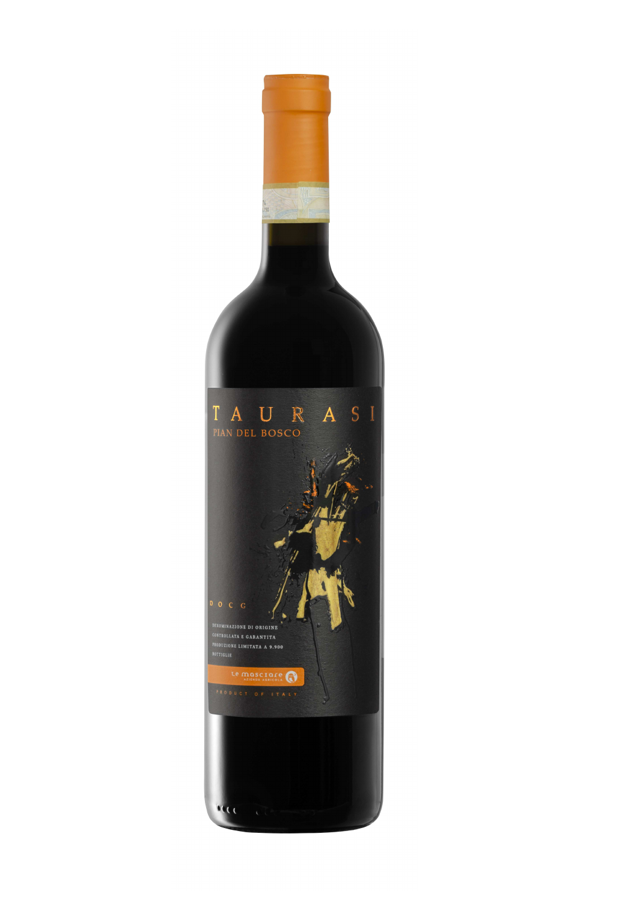TAURASI

PIAN DEL BOSCO

DOCG

DENOMINAZIONE DI ORIGINE
CONTROLLATA E GARANTITA
PRODUZIONE LIMITATA A 9.900
BOTTIGLIE

Le Masciare
AZIENDA AGRICOLA

PRODUCT OF ITALY